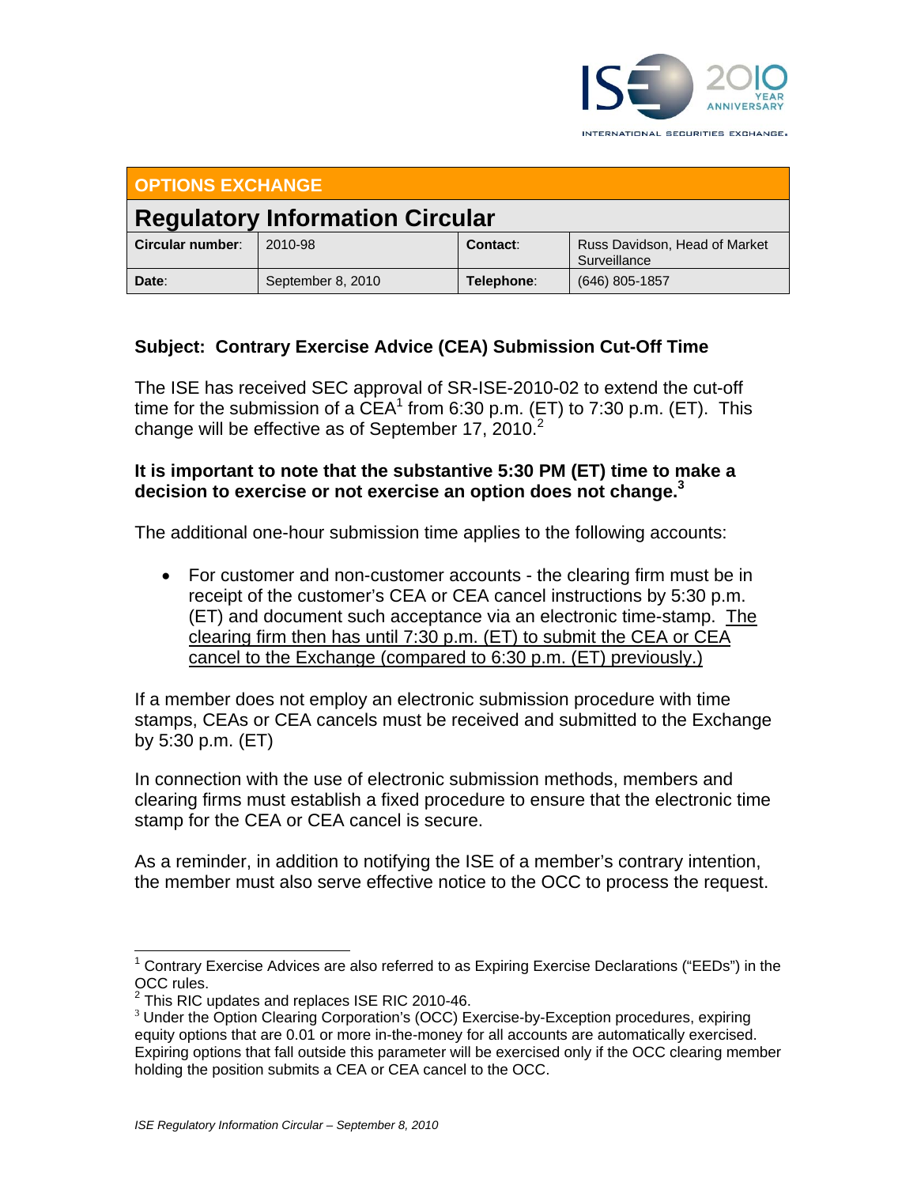## OPTIONS EXCHANGE

# Regulatory Information Circular

| Circular number: | 2010-98 | Contact: | Russ Davidson, Head of Market Surveillance |
|---|---|---|---|
| Date: | September 8, 2010 | Telephone: | (646) 805-1857 |

**Subject: Contrary Exercise Advice (CEA) Submission Cut-Off Time**

The ISE has received SEC approval of SR-ISE-2010-02 to extend the cut-off time for the submission of a CEA[1] from 6:30 p.m. (ET) to 7:30 p.m. (ET). This change will be effective as of September 17, 2010.[2]

**It is important to note that the substantive 5:30 PM (ET) time to make a decision to exercise or not exercise an option does not change.[3]**

The additional one-hour submission time applies to the following accounts:

- For customer and non-customer accounts - the clearing firm must be in receipt of the customer's CEA or CEA cancel instructions by 5:30 p.m. (ET) and document such acceptance via an electronic time-stamp. <u>The clearing firm then has until 7:30 p.m. (ET) to submit the CEA or CEA cancel to the Exchange (compared to 6:30 p.m. (ET) previously.)</u>

If a member does not employ an electronic submission procedure with time stamps, CEAs or CEA cancels must be received and submitted to the Exchange by 5:30 p.m. (ET)

In connection with the use of electronic submission methods, members and clearing firms must establish a fixed procedure to ensure that the electronic time stamp for the CEA or CEA cancel is secure.

As a reminder, in addition to notifying the ISE of a member's contrary intention, the member must also serve effective notice to the OCC to process the request.

[1] Contrary Exercise Advices are also referred to as Expiring Exercise Declarations ("EEDs") in the OCC rules.

[2] This RIC updates and replaces ISE RIC 2010-46.

[3] Under the Option Clearing Corporation's (OCC) Exercise-by-Exception procedures, expiring equity options that are 0.01 or more in-the-money for all accounts are automatically exercised. Expiring options that fall outside this parameter will be exercised only if the OCC clearing member holding the position submits a CEA or CEA cancel to the OCC.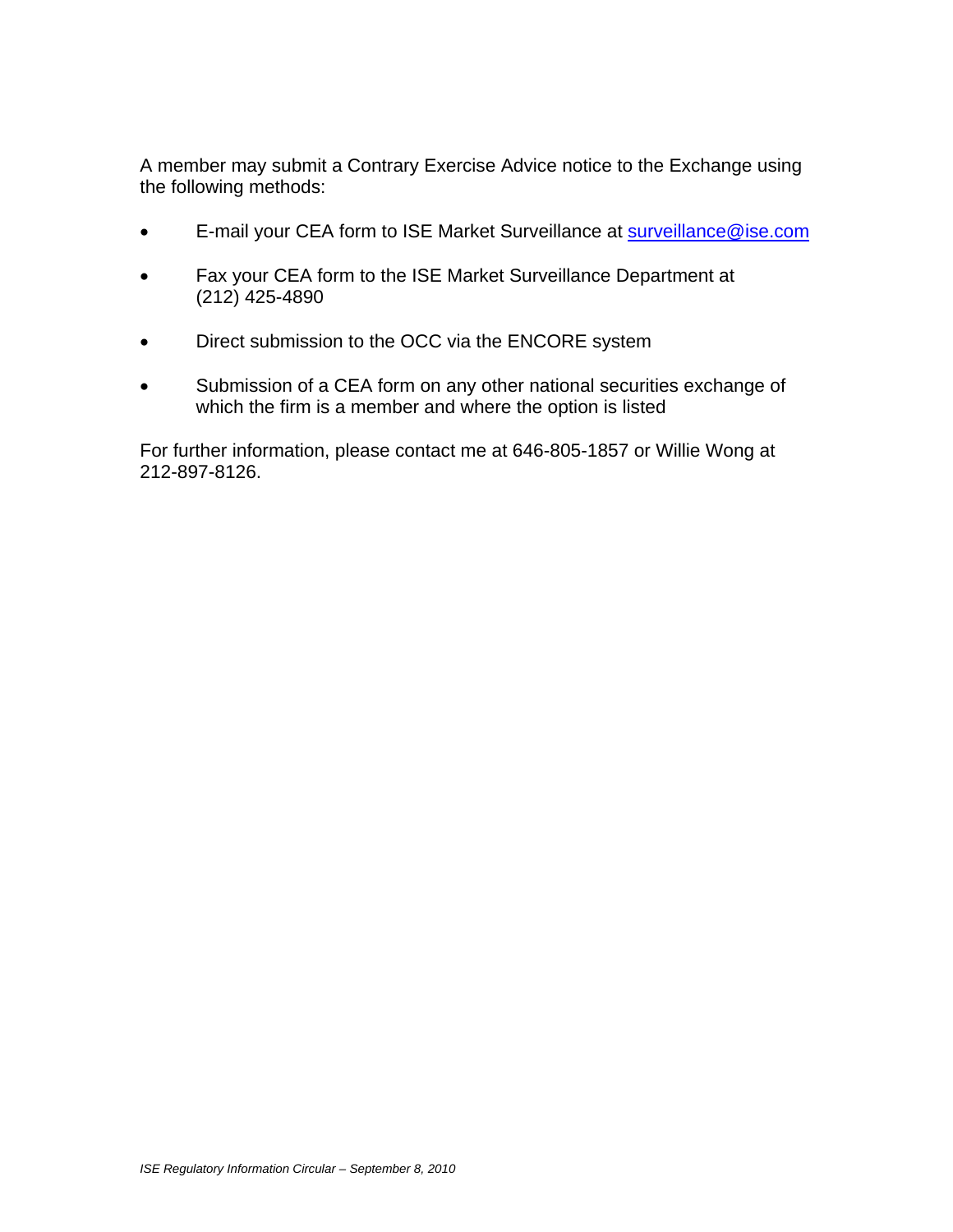A member may submit a Contrary Exercise Advice notice to the Exchange using the following methods:

- E-mail your CEA form to ISE Market Surveillance at surveillance@ise.com
- Fax your CEA form to the ISE Market Surveillance Department at (212) 425-4890
- Direct submission to the OCC via the ENCORE system
- Submission of a CEA form on any other national securities exchange of which the firm is a member and where the option is listed

For further information, please contact me at 646-805-1857 or Willie Wong at 212-897-8126.